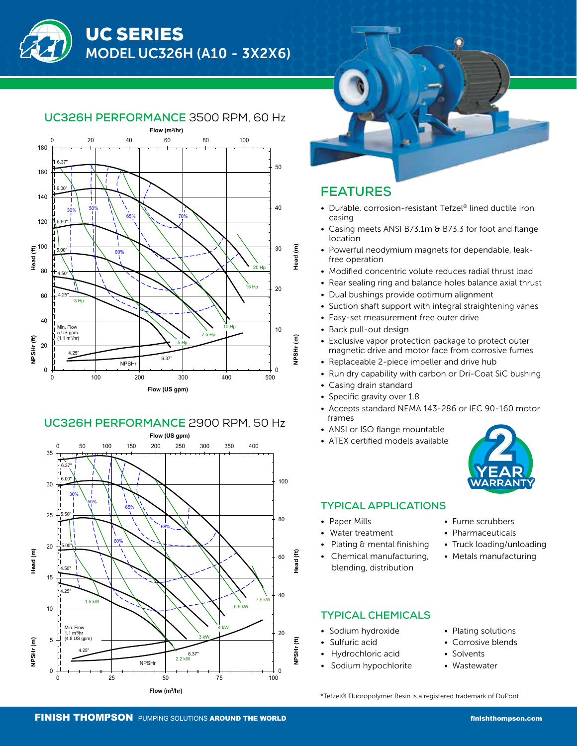# UC SERIES

## MODEL UC326H (A10 - 3X2X6)

## UC326H PERFORMANCE 3500 RPM, 60 Hz

Flow (m³/hr)

0 20 40 60 80 100

Head (ft)

180 160 140 120 100 80 60 40 20 0

Head (m)

50 40 30 20 10 0

6.37"
6.00"
5.50"
5.00"
4.50"
4.25"

30% 50% 65% 70% 60%

3 Hp 5 Hp 7.5 Hp 10 Hp 15 Hp 20 Hp

Min. Flow
5 US gpm
(1.1 m³/hr)

NPSHr (ft)

NPSHr (m)

4.25" 6.37" NPSHr

0 100 200 300 400 500

Flow (US gpm)

## UC326H PERFORMANCE 2900 RPM, 50 Hz

Flow (US gpm)

0 50 100 150 200 250 300 350 400

Head (m)

35 30 25 20 15 10 5 0

Head (ft)

100 80 60 40 20 0

6.37"
6.00"
5.50"
5.00"
4.50"
4.25"

30% 50% 65% 68% 60%

1.5 kW 2.2 kW 3 kW 4 kW 5.5 kW 7.5 kW

Min. Flow
1.1 m³/hr
(4.8 US gpm)

NPSHr (m)

NPSHr (ft)

4.25" 6.37" NPSHr

0 25 50 75 100

Flow (m³/hr)

## FEATURES

- Durable, corrosion-resistant Tefzel® lined ductile iron casing
- Casing meets ANSI B73.1m & B73.3 for foot and flange location
- Powerful neodymium magnets for dependable, leak-free operation
- Modified concentric volute reduces radial thrust load
- Rear sealing ring and balance holes balance axial thrust
- Dual bushings provide optimum alignment
- Suction shaft support with integral straightening vanes
- Easy-set measurement free outer drive
- Back pull-out design
- Exclusive vapor protection package to protect outer magnetic drive and motor face from corrosive fumes
- Replaceable 2-piece impeller and drive hub
- Run dry capability with carbon or Dri-Coat SiC bushing
- Casing drain standard
- Specific gravity over 1.8
- Accepts standard NEMA 143-286 or IEC 90-160 motor frames
- ANSI or ISO flange mountable
- ATEX certified models available

2 YEAR WARRANTY

## TYPICAL APPLICATIONS

- Paper Mills
- Water treatment
- Plating & mental finishing
- Chemical manufacturing, blending, distribution
- Fume scrubbers
- Pharmaceuticals
- Truck loading/unloading
- Metals manufacturing

## TYPICAL CHEMICALS

- Sodium hydroxide
- Sulfuric acid
- Hydrochloric acid
- Sodium hypochlorite
- Plating solutions
- Corrosive blends
- Solvents
- Wastewater

*Tefzel® Fluoropolymer Resin is a registered trademark of DuPont

**FINISH THOMPSON** PUMPING SOLUTIONS **AROUND THE WORLD**

**finishthompson.com**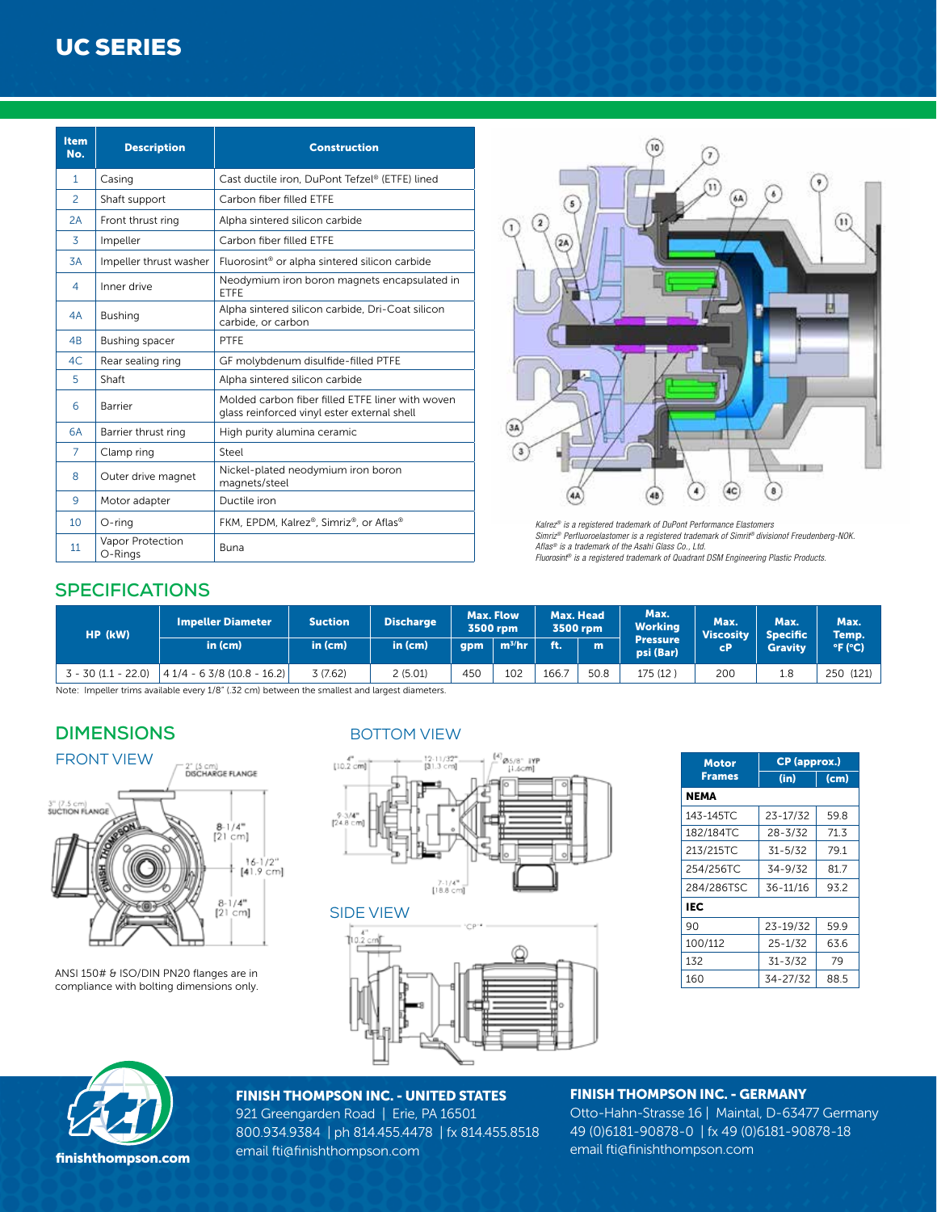# UC SERIES

| Item No. | Description | Construction |
|---|---|---|
| 1 | Casing | Cast ductile iron, DuPont Tefzel® (ETFE) lined |
| 2 | Shaft support | Carbon fiber filled ETFE |
| 2A | Front thrust ring | Alpha sintered silicon carbide |
| 3 | Impeller | Carbon fiber filled ETFE |
| 3A | Impeller thrust washer | Fluorosint® or alpha sintered silicon carbide |
| 4 | Inner drive | Neodymium iron boron magnets encapsulated in ETFE |
| 4A | Bushing | Alpha sintered silicon carbide, Dri-Coat silicon carbide, or carbon |
| 4B | Bushing spacer | PTFE |
| 4C | Rear sealing ring | GF molybdenum disulfide-filled PTFE |
| 5 | Shaft | Alpha sintered silicon carbide |
| 6 | Barrier | Molded carbon fiber filled ETFE liner with woven glass reinforced vinyl ester external shell |
| 6A | Barrier thrust ring | High purity alumina ceramic |
| 7 | Clamp ring | Steel |
| 8 | Outer drive magnet | Nickel-plated neodymium iron boron magnets/steel |
| 9 | Motor adapter | Ductile iron |
| 10 | O-ring | FKM, EPDM, Kalrez®, Simriz®, or Aflas® |
| 11 | Vapor Protection O-Rings | Buna |

*Kalrez® is a registered trademark of DuPont Performance Elastomers*
*Simriz® Perfluoroelastomer is a registered trademark of Simrit® divisionof Freudenberg-NOK.*
*Aflas® is a trademark of the Asahi Glass Co., Ltd.*
*Fluorosint® is a registered trademark of Quadrant DSM Engineering Plastic Products.*

## SPECIFICATIONS

| HP (kW) | Impeller Diameter | Suction | Discharge | Max. Flow 3500 rpm | | Max. Head 3500 rpm | | Max. Working Pressure psi (Bar) | Max. Viscosity cP | Max. Specific Gravity | Max. Temp. °F (°C) |
|---|---|---|---|---|---|---|---|---|---|---|---|
| | in (cm) | in (cm) | in (cm) | gpm | m³/hr | ft. | m | | | | |
| 3 - 30 (1.1 - 22.0) | 4 1/4 - 6 3/8 (10.8 - 16.2) | 3 (7.62) | 2 (5.01) | 450 | 102 | 166.7 | 50.8 | 175 (12 ) | 200 | 1.8 | 250 (121) |

Note: Impeller trims available every 1/8" (.32 cm) between the smallest and largest diameters.

## DIMENSIONS

### FRONT VIEW

2" (5 cm) DISCHARGE FLANGE
3" (7.5 cm) SUCTION FLANGE
8-1/4" [21 cm]
16-1/2" [41.9 cm]
8-1/4" [21 cm]

ANSI 150# & ISO/DIN PN20 flanges are in compliance with bolting dimensions only.

### BOTTOM VIEW

4" [10.2 cm]
12-11/32" [31.3 cm]
[4] Ø5/8" TYP [1.6cm]
9-3/4" [24.8 cm]
7-1/4" [18.8 cm]

### SIDE VIEW

4" [10.2 cm]
"CP"

| Motor Frames | CP (approx.) | |
|---|---|---|
| | (in) | (cm) |
| **NEMA** | | |
| 143-145TC | 23-17/32 | 59.8 |
| 182/184TC | 28-3/32 | 71.3 |
| 213/215TC | 31-5/32 | 79.1 |
| 254/256TC | 34-9/32 | 81.7 |
| 284/286TSC | 36-11/16 | 93.2 |
| **IEC** | | |
| 90 | 23-19/32 | 59.9 |
| 100/112 | 25-1/32 | 63.6 |
| 132 | 31-3/32 | 79 |
| 160 | 34-27/32 | 88.5 |

finishthompson.com

**FINISH THOMPSON INC. - UNITED STATES**
921 Greengarden Road | Erie, PA 16501
800.934.9384 | ph 814.455.4478 | fx 814.455.8518
email fti@finishthompson.com

**FINISH THOMPSON INC. - GERMANY**
Otto-Hahn-Strasse 16 | Maintal, D-63477 Germany
49 (0)6181-90878-0 | fx 49 (0)6181-90878-18
email fti@finishthompson.com